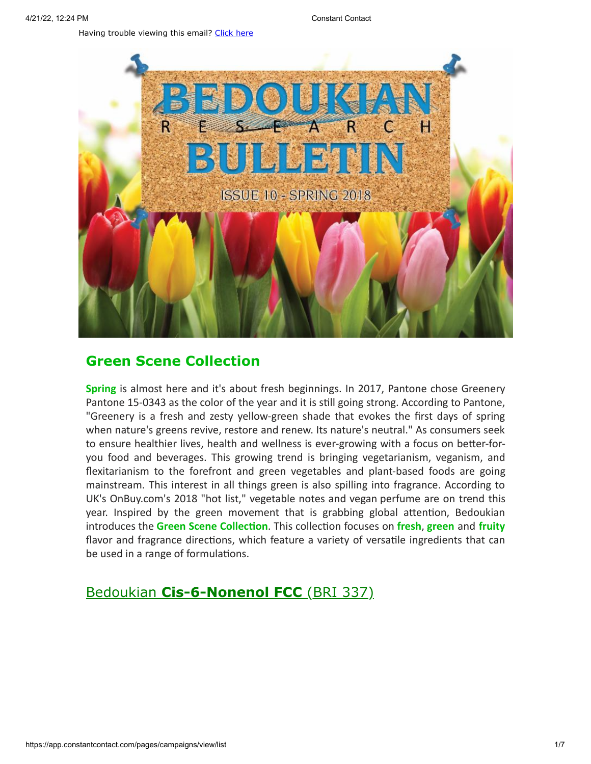Having trouble viewing this email? Click here

## Green Scene Collection

**Spring** is almost here and it's about fresh beginnings. In 2017, Pantone chose Greenery Pantone 15-0343 as the color of the year and it is still going strong. According to Pantone, "Greenery is a fresh and zesty yellow-green shade that evokes the first days of spring when nature's greens revive, restore and renew. Its nature's neutral." As consumers seek to ensure healthier lives, health and wellness is ever-growing with a focus on better-for-you food and beverages. This growing trend is bringing vegetarianism, veganism, and flexitarianism to the forefront and green vegetables and plant-based foods are going mainstream. This interest in all things green is also spilling into fragrance. According to UK's OnBuy.com's 2018 "hot list," vegetable notes and vegan perfume are on trend this year. Inspired by the green movement that is grabbing global attention, Bedoukian introduces the **Green Scene Collection**. This collection focuses on **fresh**, **green** and **fruity** flavor and fragrance directions, which feature a variety of versatile ingredients that can be used in a range of formulations.

## Bedoukian **Cis-6-Nonenol FCC** (BRI 337)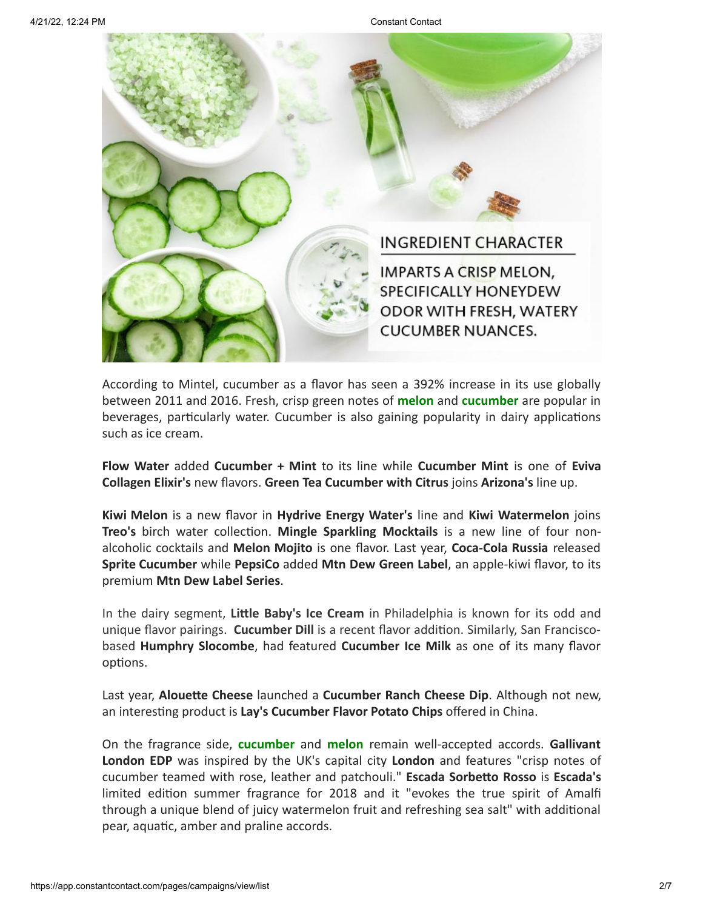INGREDIENT CHARACTER

IMPARTS A CRISP MELON, SPECIFICALLY HONEYDEW ODOR WITH FRESH, WATERY CUCUMBER NUANCES.

According to Mintel, cucumber as a flavor has seen a 392% increase in its use globally between 2011 and 2016. Fresh, crisp green notes of **melon** and **cucumber** are popular in beverages, particularly water. Cucumber is also gaining popularity in dairy applications such as ice cream.

**Flow Water** added **Cucumber + Mint** to its line while **Cucumber Mint** is one of **Eviva Collagen Elixir's** new flavors. **Green Tea Cucumber with Citrus** joins **Arizona's** line up.

**Kiwi Melon** is a new flavor in **Hydrive Energy Water's** line and **Kiwi Watermelon** joins **Treo's** birch water collection. **Mingle Sparkling Mocktails** is a new line of four non-alcoholic cocktails and **Melon Mojito** is one flavor. Last year, **Coca-Cola Russia** released **Sprite Cucumber** while **PepsiCo** added **Mtn Dew Green Label**, an apple-kiwi flavor, to its premium **Mtn Dew Label Series**.

In the dairy segment, **Little Baby's Ice Cream** in Philadelphia is known for its odd and unique flavor pairings. **Cucumber Dill** is a recent flavor addition. Similarly, San Francisco-based **Humphry Slocombe**, had featured **Cucumber Ice Milk** as one of its many flavor options.

Last year, **Alouette Cheese** launched a **Cucumber Ranch Cheese Dip**. Although not new, an interesting product is **Lay's Cucumber Flavor Potato Chips** offered in China.

On the fragrance side, **cucumber** and **melon** remain well-accepted accords. **Gallivant London EDP** was inspired by the UK's capital city **London** and features "crisp notes of cucumber teamed with rose, leather and patchouli." **Escada Sorbetto Rosso** is **Escada's** limited edition summer fragrance for 2018 and it "evokes the true spirit of Amalfi through a unique blend of juicy watermelon fruit and refreshing sea salt" with additional pear, aquatic, amber and praline accords.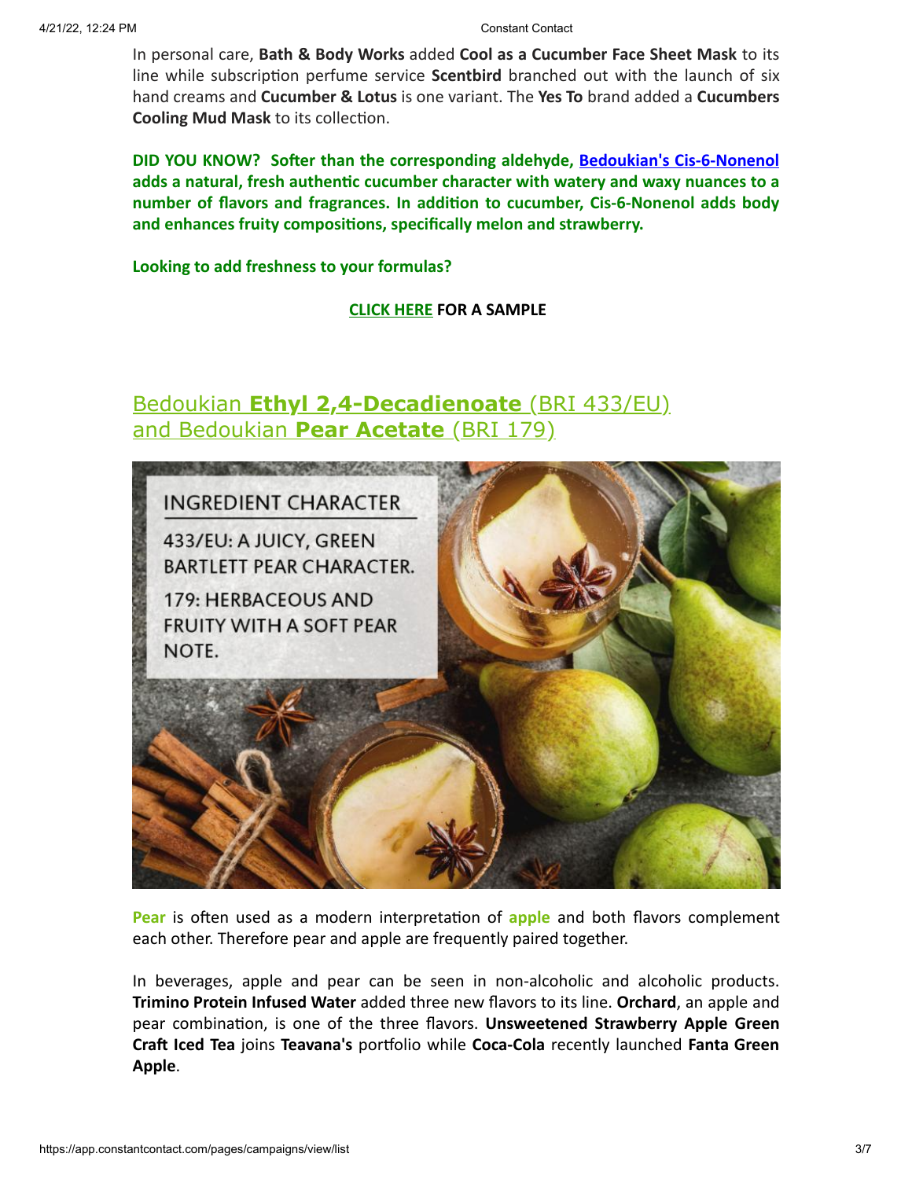In personal care, **Bath & Body Works** added **Cool as a Cucumber Face Sheet Mask** to its line while subscription perfume service **Scentbird** branched out with the launch of six hand creams and **Cucumber & Lotus** is one variant. The **Yes To** brand added a **Cucumbers Cooling Mud Mask** to its collection.

**DID YOU KNOW? Softer than the corresponding aldehyde, Bedoukian's Cis-6-Nonenol adds a natural, fresh authentic cucumber character with watery and waxy nuances to a number of flavors and fragrances. In addition to cucumber, Cis-6-Nonenol adds body and enhances fruity compositions, specifically melon and strawberry.**

**Looking to add freshness to your formulas?**

**CLICK HERE FOR A SAMPLE**

## Bedoukian **Ethyl 2,4-Decadienoate** (BRI 433/EU) and Bedoukian **Pear Acetate** (BRI 179)

INGREDIENT CHARACTER

433/EU: A JUICY, GREEN BARTLETT PEAR CHARACTER.

179: HERBACEOUS AND FRUITY WITH A SOFT PEAR NOTE.

**Pear** is often used as a modern interpretation of **apple** and both flavors complement each other. Therefore pear and apple are frequently paired together.

In beverages, apple and pear can be seen in non-alcoholic and alcoholic products. **Trimino Protein Infused Water** added three new flavors to its line. **Orchard**, an apple and pear combination, is one of the three flavors. **Unsweetened Strawberry Apple Green Craft Iced Tea** joins **Teavana's** portfolio while **Coca-Cola** recently launched **Fanta Green Apple**.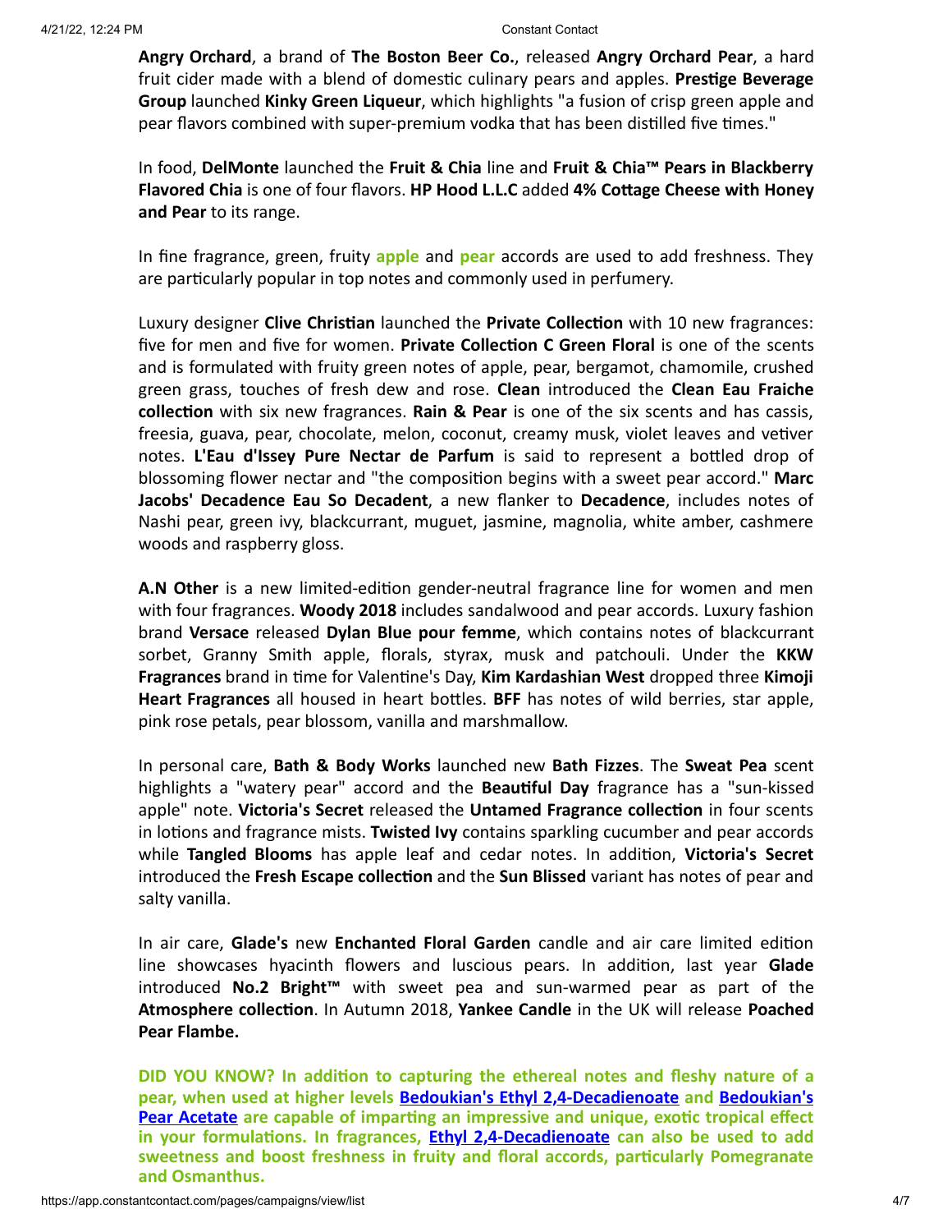**Angry Orchard**, a brand of **The Boston Beer Co.**, released **Angry Orchard Pear**, a hard fruit cider made with a blend of domestic culinary pears and apples. **Prestige Beverage Group** launched **Kinky Green Liqueur**, which highlights "a fusion of crisp green apple and pear flavors combined with super-premium vodka that has been distilled five times."

In food, **DelMonte** launched the **Fruit & Chia** line and **Fruit & Chia™ Pears in Blackberry Flavored Chia** is one of four flavors. **HP Hood L.L.C** added **4% Cottage Cheese with Honey and Pear** to its range.

In fine fragrance, green, fruity **apple** and **pear** accords are used to add freshness. They are particularly popular in top notes and commonly used in perfumery.

Luxury designer **Clive Christian** launched the **Private Collection** with 10 new fragrances: five for men and five for women. **Private Collection C Green Floral** is one of the scents and is formulated with fruity green notes of apple, pear, bergamot, chamomile, crushed green grass, touches of fresh dew and rose. **Clean** introduced the **Clean Eau Fraiche collection** with six new fragrances. **Rain & Pear** is one of the six scents and has cassis, freesia, guava, pear, chocolate, melon, coconut, creamy musk, violet leaves and vetiver notes. **L'Eau d'Issey Pure Nectar de Parfum** is said to represent a bottled drop of blossoming flower nectar and "the composition begins with a sweet pear accord." **Marc Jacobs' Decadence Eau So Decadent**, a new flanker to **Decadence**, includes notes of Nashi pear, green ivy, blackcurrant, muguet, jasmine, magnolia, white amber, cashmere woods and raspberry gloss.

**A.N Other** is a new limited-edition gender-neutral fragrance line for women and men with four fragrances. **Woody 2018** includes sandalwood and pear accords. Luxury fashion brand **Versace** released **Dylan Blue pour femme**, which contains notes of blackcurrant sorbet, Granny Smith apple, florals, styrax, musk and patchouli. Under the **KKW Fragrances** brand in time for Valentine's Day, **Kim Kardashian West** dropped three **Kimoji Heart Fragrances** all housed in heart bottles. **BFF** has notes of wild berries, star apple, pink rose petals, pear blossom, vanilla and marshmallow.

In personal care, **Bath & Body Works** launched new **Bath Fizzes**. The **Sweat Pea** scent highlights a "watery pear" accord and the **Beautiful Day** fragrance has a "sun-kissed apple" note. **Victoria's Secret** released the **Untamed Fragrance collection** in four scents in lotions and fragrance mists. **Twisted Ivy** contains sparkling cucumber and pear accords while **Tangled Blooms** has apple leaf and cedar notes. In addition, **Victoria's Secret** introduced the **Fresh Escape collection** and the **Sun Blissed** variant has notes of pear and salty vanilla.

In air care, **Glade's** new **Enchanted Floral Garden** candle and air care limited edition line showcases hyacinth flowers and luscious pears. In addition, last year **Glade** introduced **No.2 Bright™** with sweet pea and sun-warmed pear as part of the **Atmosphere collection**. In Autumn 2018, **Yankee Candle** in the UK will release **Poached Pear Flambe.**

**DID YOU KNOW? In addition to capturing the ethereal notes and fleshy nature of a pear, when used at higher levels Bedoukian's Ethyl 2,4-Decadienoate and Bedoukian's Pear Acetate are capable of imparting an impressive and unique, exotic tropical effect in your formulations. In fragrances, Ethyl 2,4-Decadienoate can also be used to add sweetness and boost freshness in fruity and floral accords, particularly Pomegranate and Osmanthus.**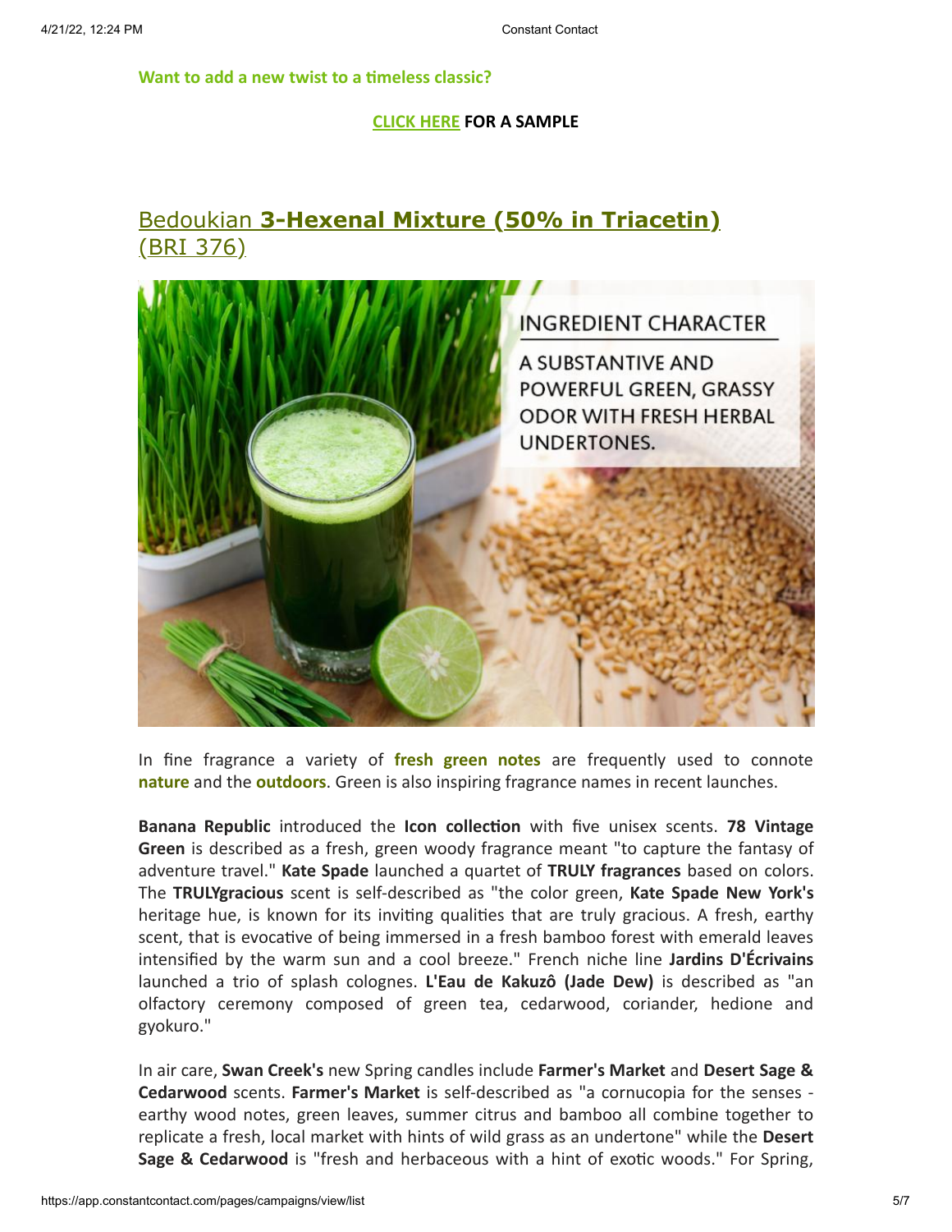**Want to add a new twist to a timeless classic?**

**CLICK HERE FOR A SAMPLE**

## Bedoukian **3-Hexenal Mixture (50% in Triacetin)** (BRI 376)

INGREDIENT CHARACTER

A SUBSTANTIVE AND POWERFUL GREEN, GRASSY ODOR WITH FRESH HERBAL UNDERTONES.

In fine fragrance a variety of **fresh green notes** are frequently used to connote **nature** and the **outdoors**. Green is also inspiring fragrance names in recent launches.

**Banana Republic** introduced the **Icon collection** with five unisex scents. **78 Vintage Green** is described as a fresh, green woody fragrance meant "to capture the fantasy of adventure travel." **Kate Spade** launched a quartet of **TRULY fragrances** based on colors. The **TRULYgracious** scent is self-described as "the color green, **Kate Spade New York's** heritage hue, is known for its inviting qualities that are truly gracious. A fresh, earthy scent, that is evocative of being immersed in a fresh bamboo forest with emerald leaves intensified by the warm sun and a cool breeze." French niche line **Jardins D'Écrivains** launched a trio of splash colognes. **L'Eau de Kakuzô (Jade Dew)** is described as "an olfactory ceremony composed of green tea, cedarwood, coriander, hedione and gyokuro."

In air care, **Swan Creek's** new Spring candles include **Farmer's Market** and **Desert Sage & Cedarwood** scents. **Farmer's Market** is self-described as "a cornucopia for the senses - earthy wood notes, green leaves, summer citrus and bamboo all combine together to replicate a fresh, local market with hints of wild grass as an undertone" while the **Desert Sage & Cedarwood** is "fresh and herbaceous with a hint of exotic woods." For Spring,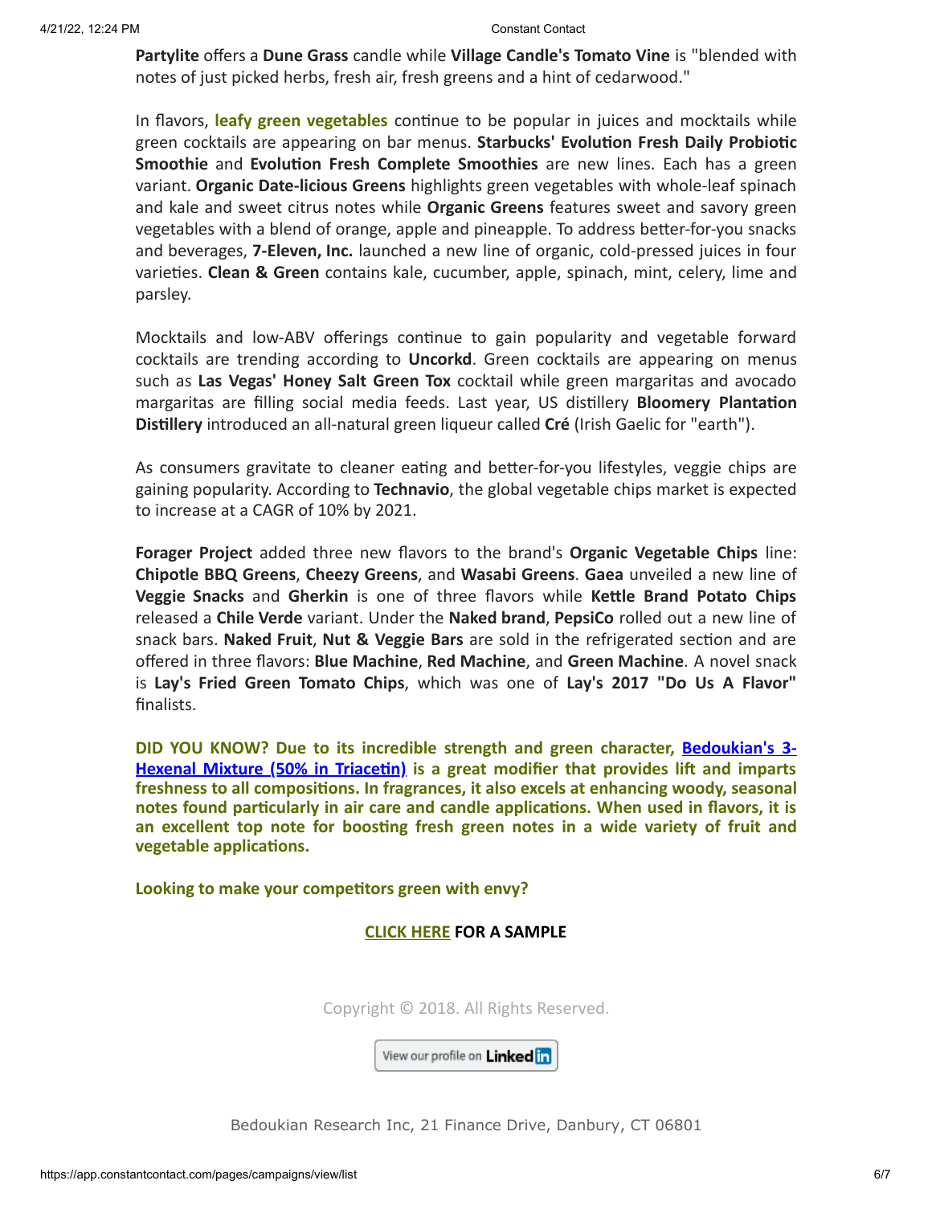**Partylite** offers a **Dune Grass** candle while **Village Candle's Tomato Vine** is "blended with notes of just picked herbs, fresh air, fresh greens and a hint of cedarwood."

In flavors, **leafy green vegetables** continue to be popular in juices and mocktails while green cocktails are appearing on bar menus. **Starbucks' Evolution Fresh Daily Probiotic Smoothie** and **Evolution Fresh Complete Smoothies** are new lines. Each has a green variant. **Organic Date-licious Greens** highlights green vegetables with whole-leaf spinach and kale and sweet citrus notes while **Organic Greens** features sweet and savory green vegetables with a blend of orange, apple and pineapple. To address better-for-you snacks and beverages, **7-Eleven, Inc.** launched a new line of organic, cold-pressed juices in four varieties. **Clean & Green** contains kale, cucumber, apple, spinach, mint, celery, lime and parsley.

Mocktails and low-ABV offerings continue to gain popularity and vegetable forward cocktails are trending according to **Uncorkd**. Green cocktails are appearing on menus such as **Las Vegas' Honey Salt Green Tox** cocktail while green margaritas and avocado margaritas are filling social media feeds. Last year, US distillery **Bloomery Plantation Distillery** introduced an all-natural green liqueur called **Cré** (Irish Gaelic for "earth").

As consumers gravitate to cleaner eating and better-for-you lifestyles, veggie chips are gaining popularity. According to **Technavio**, the global vegetable chips market is expected to increase at a CAGR of 10% by 2021.

**Forager Project** added three new flavors to the brand's **Organic Vegetable Chips** line: **Chipotle BBQ Greens**, **Cheezy Greens**, and **Wasabi Greens**. **Gaea** unveiled a new line of **Veggie Snacks** and **Gherkin** is one of three flavors while **Kettle Brand Potato Chips** released a **Chile Verde** variant. Under the **Naked brand**, **PepsiCo** rolled out a new line of snack bars. **Naked Fruit**, **Nut & Veggie Bars** are sold in the refrigerated section and are offered in three flavors: **Blue Machine**, **Red Machine**, and **Green Machine**. A novel snack is **Lay's Fried Green Tomato Chips**, which was one of **Lay's 2017 "Do Us A Flavor"** finalists.

**DID YOU KNOW? Due to its incredible strength and green character, Bedoukian's 3-Hexenal Mixture (50% in Triacetin) is a great modifier that provides lift and imparts freshness to all compositions. In fragrances, it also excels at enhancing woody, seasonal notes found particularly in air care and candle applications. When used in flavors, it is an excellent top note for boosting fresh green notes in a wide variety of fruit and vegetable applications.**

**Looking to make your competitors green with envy?**

**CLICK HERE FOR A SAMPLE**

Copyright © 2018. All Rights Reserved.

View our profile on LinkedIn

Bedoukian Research Inc, 21 Finance Drive, Danbury, CT 06801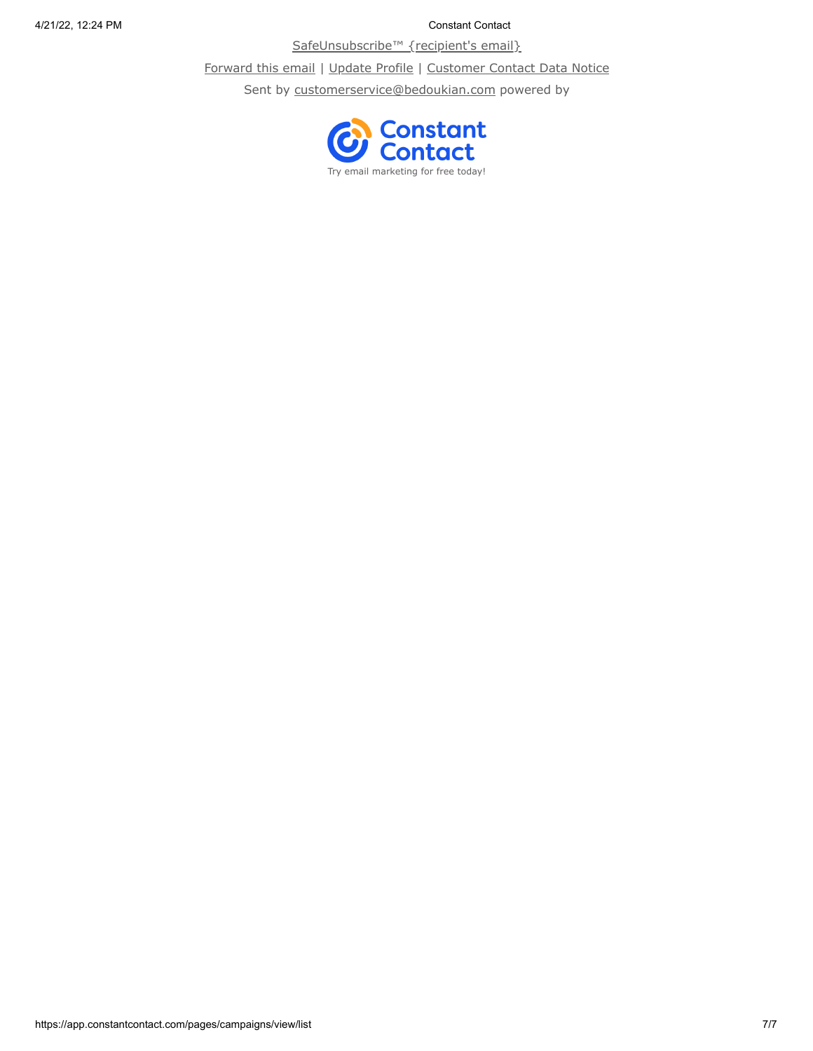SafeUnsubscribe™ {recipient's email}

Forward this email | Update Profile | Customer Contact Data Notice

Sent by customerservice@bedoukian.com powered by

Constant Contact

Try email marketing for free today!